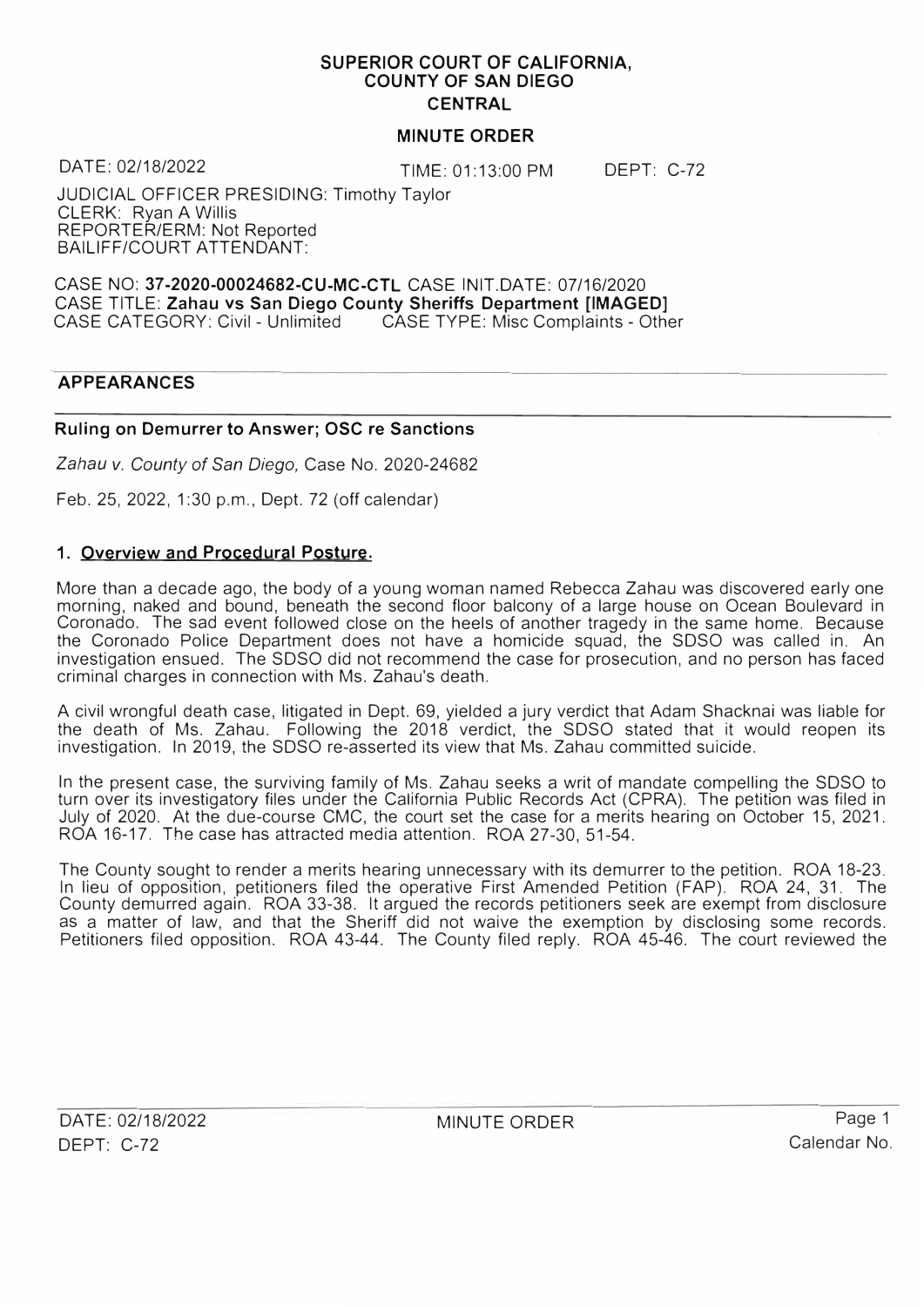**SUPERIOR COURT OF CALIFORNIA,**
**COUNTY OF SAN DIEGO**
**CENTRAL**

**MINUTE ORDER**

DATE: 02/18/2022 TIME: 01:13:00 PM DEPT: C-72

JUDICIAL OFFICER PRESIDING: Timothy Taylor
CLERK: Ryan A Willis
REPORTER/ERM: Not Reported
BAILIFF/COURT ATTENDANT:

CASE NO: **37-2020-00024682-CU-MC-CTL** CASE INIT.DATE: 07/16/2020
CASE TITLE: **Zahau vs San Diego County Sheriffs Department [IMAGED]**
CASE CATEGORY: Civil - Unlimited CASE TYPE: Misc Complaints - Other

**APPEARANCES**

**Ruling on Demurrer to Answer; OSC re Sanctions**

*Zahau v. County of San Diego,* Case No. 2020-24682

Feb. 25, 2022, 1:30 p.m., Dept. 72 (off calendar)

**1. Overview and Procedural Posture.**

More than a decade ago, the body of a young woman named Rebecca Zahau was discovered early one morning, naked and bound, beneath the second floor balcony of a large house on Ocean Boulevard in Coronado. The sad event followed close on the heels of another tragedy in the same home. Because the Coronado Police Department does not have a homicide squad, the SDSO was called in. An investigation ensued. The SDSO did not recommend the case for prosecution, and no person has faced criminal charges in connection with Ms. Zahau's death.

A civil wrongful death case, litigated in Dept. 69, yielded a jury verdict that Adam Shacknai was liable for the death of Ms. Zahau. Following the 2018 verdict, the SDSO stated that it would reopen its investigation. In 2019, the SDSO re-asserted its view that Ms. Zahau committed suicide.

In the present case, the surviving family of Ms. Zahau seeks a writ of mandate compelling the SDSO to turn over its investigatory files under the California Public Records Act (CPRA). The petition was filed in July of 2020. At the due-course CMC, the court set the case for a merits hearing on October 15, 2021. ROA 16-17. The case has attracted media attention. ROA 27-30, 51-54.

The County sought to render a merits hearing unnecessary with its demurrer to the petition. ROA 18-23. In lieu of opposition, petitioners filed the operative First Amended Petition (FAP). ROA 24, 31. The County demurred again. ROA 33-38. It argued the records petitioners seek are exempt from disclosure as a matter of law, and that the Sheriff did not waive the exemption by disclosing some records. Petitioners filed opposition. ROA 43-44. The County filed reply. ROA 45-46. The court reviewed the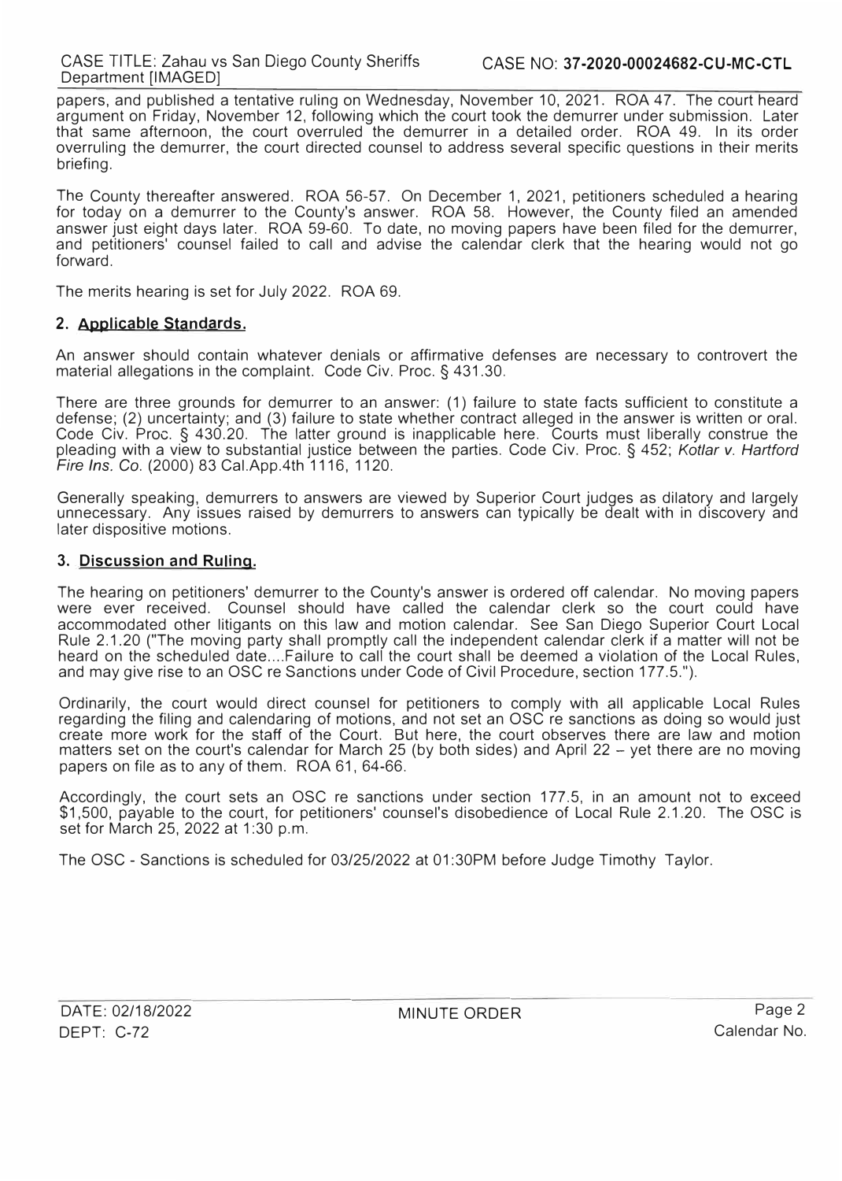papers, and published a tentative ruling on Wednesday, November 10, 2021. ROA 47. The court heard argument on Friday, November 12, following which the court took the demurrer under submission. Later that same afternoon, the court overruled the demurrer in a detailed order. ROA 49. In its order overruling the demurrer, the court directed counsel to address several specific questions in their merits briefing.

The County thereafter answered. ROA 56-57. On December 1, 2021, petitioners scheduled a hearing for today on a demurrer to the County's answer. ROA 58. However, the County filed an amended answer just eight days later. ROA 59-60. To date, no moving papers have been filed for the demurrer, and petitioners' counsel failed to call and advise the calendar clerk that the hearing would not go forward.

The merits hearing is set for July 2022. ROA 69.

### 2. Applicable Standards.

An answer should contain whatever denials or affirmative defenses are necessary to controvert the material allegations in the complaint. Code Civ. Proc. § 431.30.

There are three grounds for demurrer to an answer: (1) failure to state facts sufficient to constitute a defense; (2) uncertainty; and (3) failure to state whether contract alleged in the answer is written or oral. Code Civ. Proc. § 430.20. The latter ground is inapplicable here. Courts must liberally construe the pleading with a view to substantial justice between the parties. Code Civ. Proc. § 452; *Kotlar v. Hartford Fire Ins. Co.* (2000) 83 Cal.App.4th 1116, 1120.

Generally speaking, demurrers to answers are viewed by Superior Court judges as dilatory and largely unnecessary. Any issues raised by demurrers to answers can typically be dealt with in discovery and later dispositive motions.

### 3. Discussion and Ruling.

The hearing on petitioners' demurrer to the County's answer is ordered off calendar. No moving papers were ever received. Counsel should have called the calendar clerk so the court could have accommodated other litigants on this law and motion calendar. See San Diego Superior Court Local Rule 2.1.20 ("The moving party shall promptly call the independent calendar clerk if a matter will not be heard on the scheduled date....Failure to call the court shall be deemed a violation of the Local Rules, and may give rise to an OSC re Sanctions under Code of Civil Procedure, section 177.5.").

Ordinarily, the court would direct counsel for petitioners to comply with all applicable Local Rules regarding the filing and calendaring of motions, and not set an OSC re sanctions as doing so would just create more work for the staff of the Court. But here, the court observes there are law and motion matters set on the court's calendar for March 25 (by both sides) and April 22 – yet there are no moving papers on file as to any of them. ROA 61, 64-66.

Accordingly, the court sets an OSC re sanctions under section 177.5, in an amount not to exceed $1,500, payable to the court, for petitioners' counsel's disobedience of Local Rule 2.1.20. The OSC is set for March 25, 2022 at 1:30 p.m.

The OSC - Sanctions is scheduled for 03/25/2022 at 01:30PM before Judge Timothy Taylor.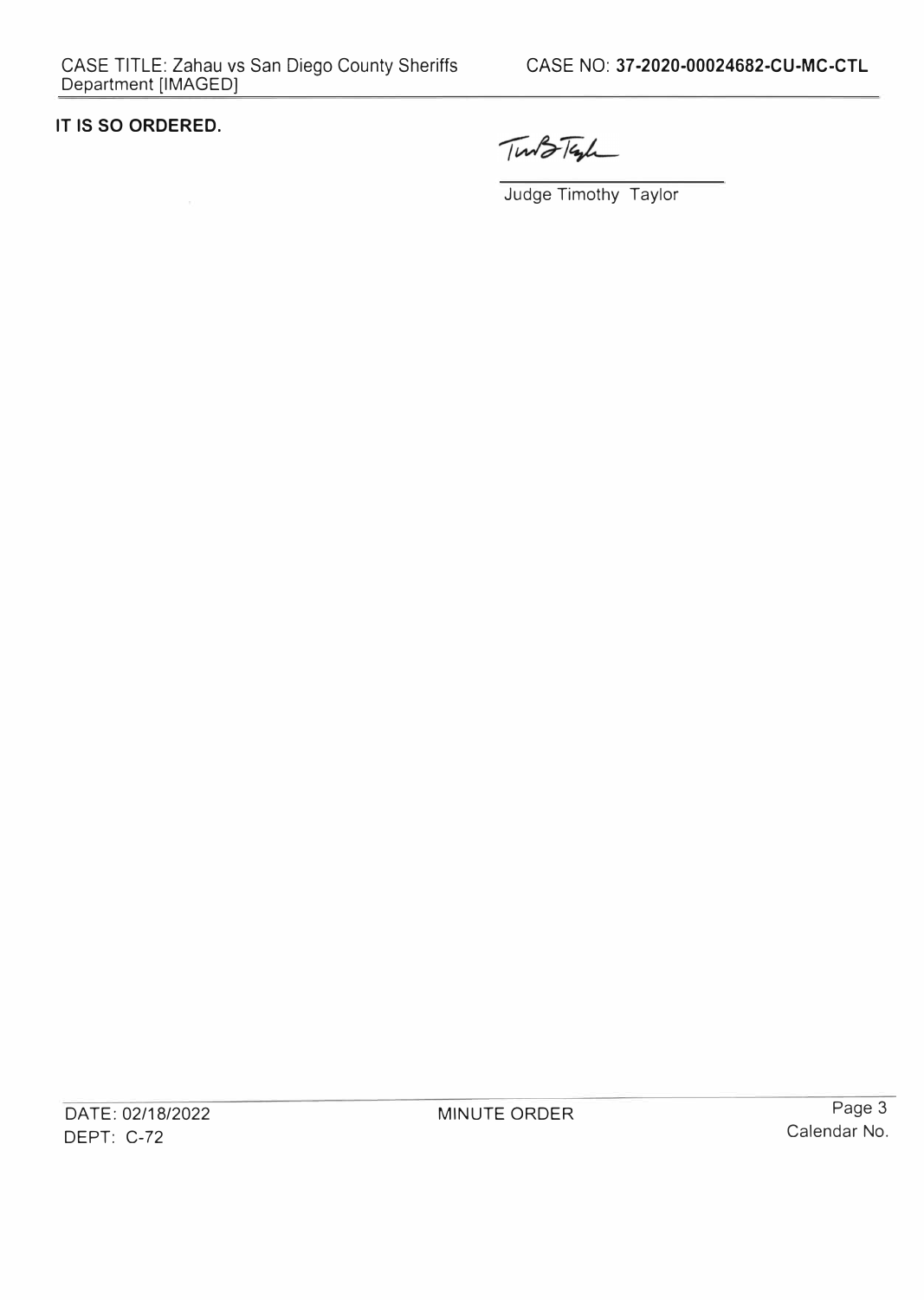**IT IS SO ORDERED.**

Judge Timothy Taylor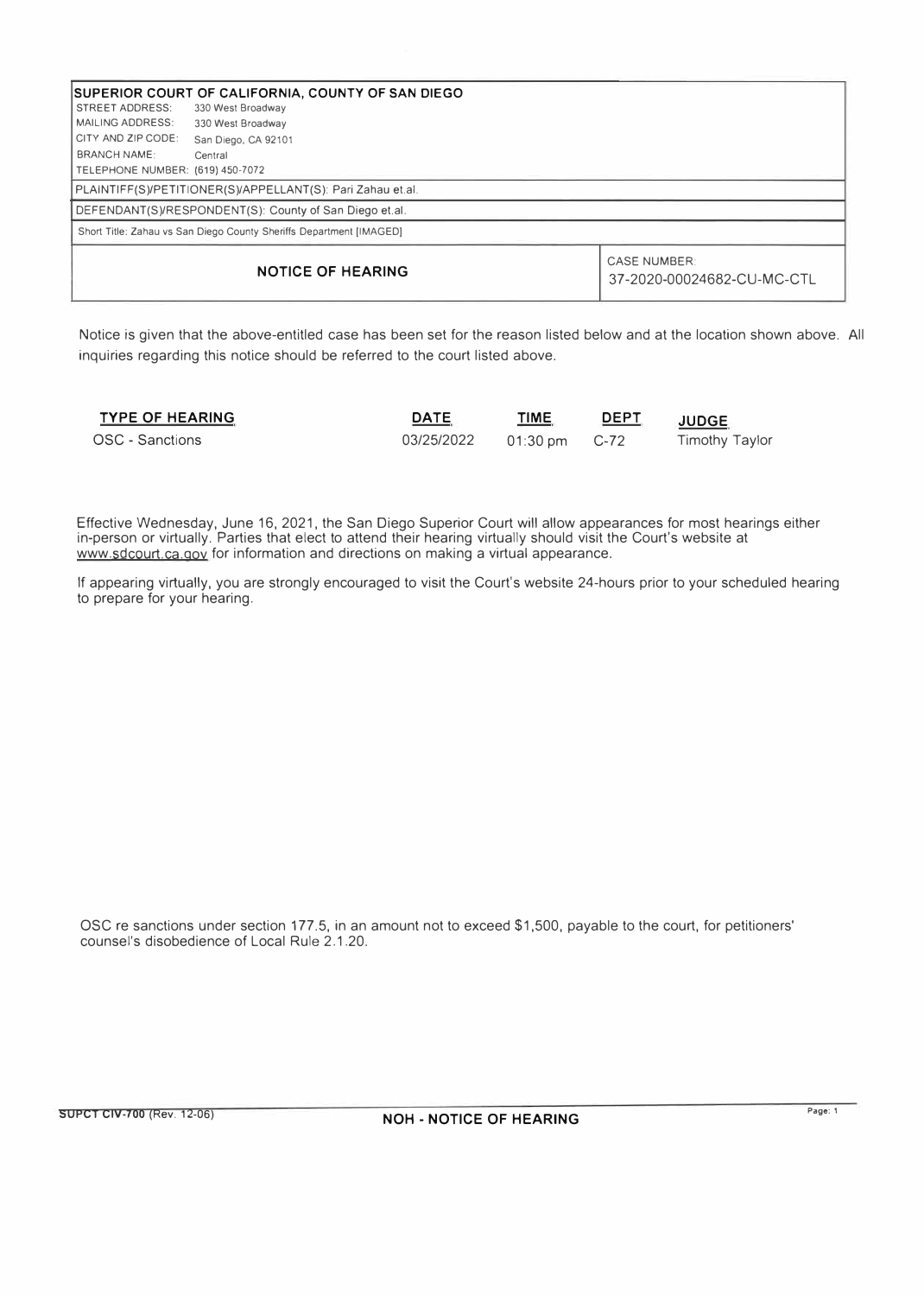**SUPERIOR COURT OF CALIFORNIA, COUNTY OF SAN DIEGO**

STREET ADDRESS: 330 West Broadway
MAILING ADDRESS: 330 West Broadway
CITY AND ZIP CODE: San Diego, CA 92101
BRANCH NAME: Central
TELEPHONE NUMBER: (619) 450-7072

PLAINTIFF(S)/PETITIONER(S)/APPELLANT(S): Pari Zahau et.al.

DEFENDANT(S)/RESPONDENT(S): County of San Diego et.al.

Short Title: Zahau vs San Diego County Sheriffs Department [IMAGED]

| **NOTICE OF HEARING** | CASE NUMBER: 37-2020-00024682-CU-MC-CTL |
|---|---|

Notice is given that the above-entitled case has been set for the reason listed below and at the location shown above. All inquiries regarding this notice should be referred to the court listed above.

| TYPE OF HEARING | DATE | TIME | DEPT | JUDGE |
|---|---|---|---|---|
| OSC - Sanctions | 03/25/2022 | 01:30 pm | C-72 | Timothy Taylor |

Effective Wednesday, June 16, 2021, the San Diego Superior Court will allow appearances for most hearings either in-person or virtually. Parties that elect to attend their hearing virtually should visit the Court's website at www.sdcourt.ca.gov for information and directions on making a virtual appearance.

If appearing virtually, you are strongly encouraged to visit the Court's website 24-hours prior to your scheduled hearing to prepare for your hearing.

OSC re sanctions under section 177.5, in an amount not to exceed $1,500, payable to the court, for petitioners' counsel's disobedience of Local Rule 2.1.20.

SUPCT CIV-700 (Rev. 12-06) **NOH - NOTICE OF HEARING**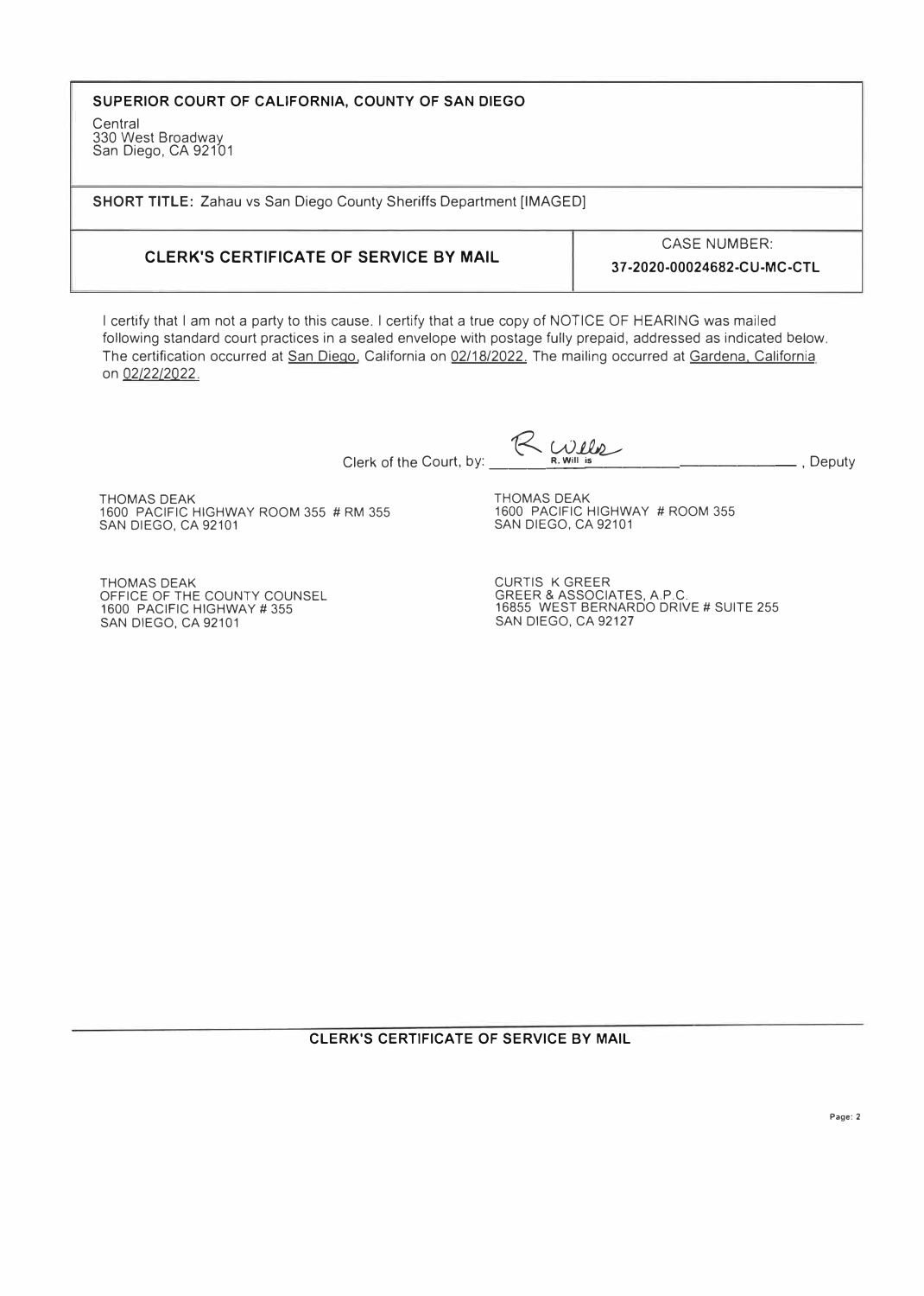**SUPERIOR COURT OF CALIFORNIA, COUNTY OF SAN DIEGO**

Central
330 West Broadway
San Diego, CA 92101

**SHORT TITLE:** Zahau vs San Diego County Sheriffs Department [IMAGED]

| | |
|---|---|
| **CLERK'S CERTIFICATE OF SERVICE BY MAIL** | CASE NUMBER: **37-2020-00024682-CU-MC-CTL** |

I certify that I am not a party to this cause. I certify that a true copy of NOTICE OF HEARING was mailed following standard court practices in a sealed envelope with postage fully prepaid, addressed as indicated below. The certification occurred at San Diego, California on 02/18/2022. The mailing occurred at Gardena, California on 02/22/2022.

Clerk of the Court, by: R. Will is, Deputy

THOMAS DEAK
1600 PACIFIC HIGHWAY ROOM 355 # RM 355
SAN DIEGO, CA 92101

THOMAS DEAK
1600 PACIFIC HIGHWAY # ROOM 355
SAN DIEGO, CA 92101

THOMAS DEAK
OFFICE OF THE COUNTY COUNSEL
1600 PACIFIC HIGHWAY # 355
SAN DIEGO, CA 92101

CURTIS K GREER
GREER & ASSOCIATES, A.P.C.
16855 WEST BERNARDO DRIVE # SUITE 255
SAN DIEGO, CA 92127

**CLERK'S CERTIFICATE OF SERVICE BY MAIL**